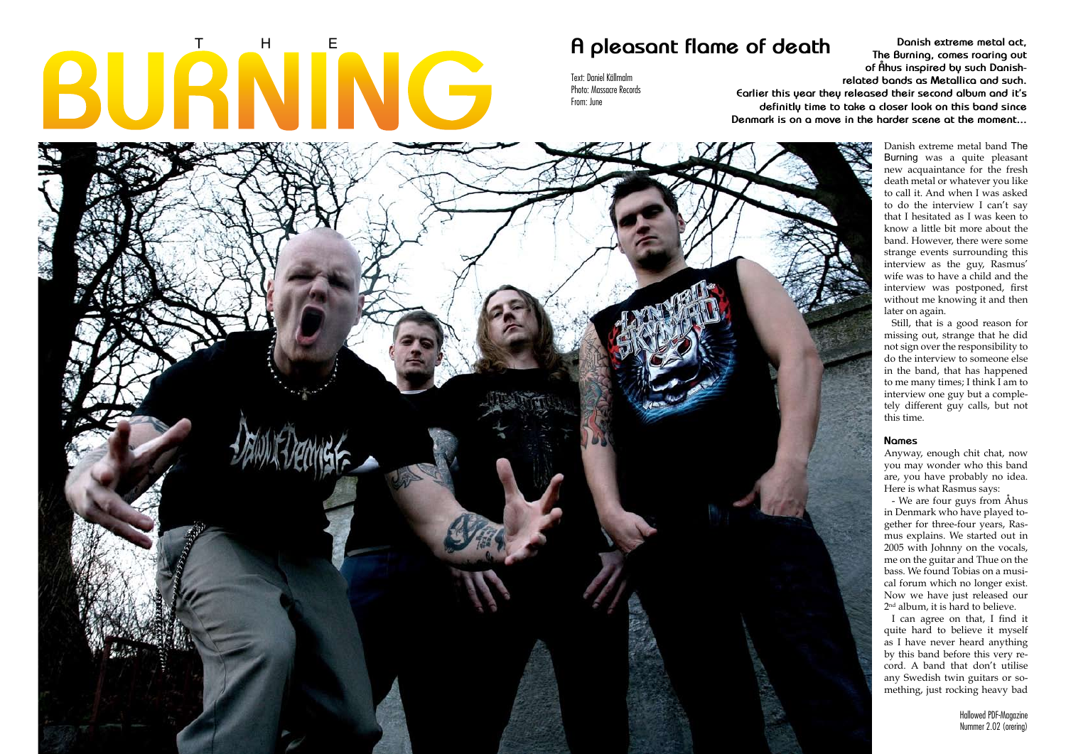# THE BURNING

## A pleasant flame of death

Text: Daniel Källmalm
Photo: Massacre Records
From: June

**Danish extreme metal act, The Burning, comes roaring out of Åhus inspired by such Danish-related bands as Metallica and such. Earlier this year they released their second album and it's definitly time to take a closer look on this band since Denmark is on a move in the harder scene at the moment...**

Danish extreme metal band The Burning was a quite pleasant new acquaintance for the fresh death metal or whatever you like to call it. And when I was asked to do the interview I can't say that I hesitated as I was keen to know a little bit more about the band. However, there were some strange events surrounding this interview as the guy, Rasmus' wife was to have a child and the interview was postponed, first without me knowing it and then later on again.

Still, that is a good reason for missing out, strange that he did not sign over the responsibility to do the interview to someone else in the band, that has happened to me many times; I think I am to interview one guy but a completely different guy calls, but not this time.

### Names

Anyway, enough chit chat, now you may wonder who this band are, you have probably no idea. Here is what Rasmus says:

- We are four guys from Åhus in Denmark who have played together for three-four years, Rasmus explains. We started out in 2005 with Johnny on the vocals, me on the guitar and Thue on the bass. We found Tobias on a musical forum which no longer exist. Now we have just released our 2nd album, it is hard to believe.

I can agree on that, I find it quite hard to believe it myself as I have never heard anything by this band before this very record. A band that don't utilise any Swedish twin guitars or something, just rocking heavy bad

Hallowed PDF-Magazine
Nummer 2.02 (orering)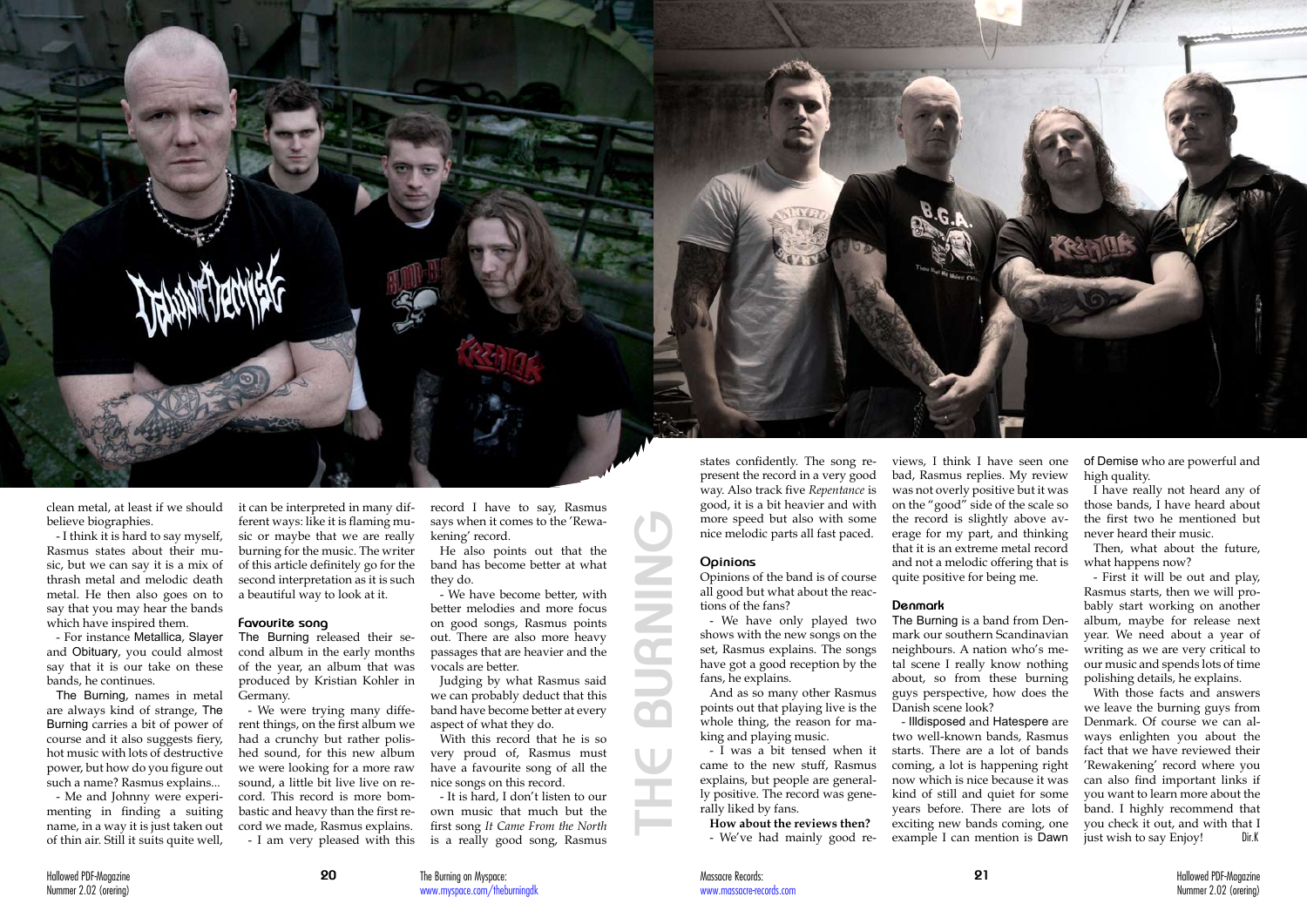# THE BURNING

clean metal, at least if we should believe biographies.

- I think it is hard to say myself, Rasmus states about their music, but we can say it is a mix of thrash metal and melodic death metal. He then also goes on to say that you may hear the bands which have inspired them.

- For instance Metallica, Slayer and Obituary, you could almost say that it is our take on these bands, he continues.

The Burning, names in metal are always kind of strange, The Burning carries a bit of power of course and it also suggests fiery, hot music with lots of destructive power, but how do you figure out such a name? Rasmus explains...

- Me and Johnny were experimenting in finding a suiting name, in a way it is just taken out of thin air. Still it suits quite well, it can be interpreted in many different ways: like it is flaming music or maybe that we are really burning for the music. The writer of this article definitely go for the second interpretation as it is such a beautiful way to look at it.

### Favourite song

The Burning released their second album in the early months of the year, an album that was produced by Kristian Kohler in Germany.

- We were trying many different things, on the first album we had a crunchy but rather polished sound, for this new album we were looking for a more raw sound, a little bit live live on record. This record is more bombastic and heavy than the first record we made, Rasmus explains.

- I am very pleased with this record I have to say, Rasmus says when it comes to the 'Rewakening' record.

He also points out that the band has become better at what they do.

- We have become better, with better melodies and more focus on good songs, Rasmus points out. There are also more heavy passages that are heavier and the vocals are better.

Judging by what Rasmus said we can probably deduct that this band have become better at every aspect of what they do.

With this record that he is so very proud of, Rasmus must have a favourite song of all the nice songs on this record.

- It is hard, I don't listen to our own music that much but the first song *It Came From the North* is a really good song, Rasmus states confidently. The song represent the record in a very good way. Also track five *Repentance* is good, it is a bit heavier and with more speed but also with some nice melodic parts all fast paced.

### Opinions

Opinions of the band is of course all good but what about the reactions of the fans?

- We have only played two shows with the new songs on the set, Rasmus explains. The songs have got a good reception by the fans, he explains.

And as so many other Rasmus points out that playing live is the whole thing, the reason for making and playing music.

- I was a bit tensed when it came to the new stuff, Rasmus explains, but people are generally positive. The record was generally liked by fans.

**How about the reviews then?**

- We've had mainly good reviews, I think I have seen one bad, Rasmus replies. My review was not overly positive but it was on the "good" side of the scale so the record is slightly above average for my part, and thinking that it is an extreme metal record and not a melodic offering that is quite positive for being me.

### Denmark

The Burning is a band from Denmark our southern Scandinavian neighbours. A nation who's metal scene I really know nothing about, so from these burning guys perspective, how does the Danish scene look?

- Illdisposed and Hatespere are two well-known bands, Rasmus starts. There are a lot of bands coming, a lot is happening right now which is nice because it was kind of still and quiet for some years before. There are lots of exciting new bands coming, one example I can mention is Dawn of Demise who are powerful and high quality.

I have really not heard any of those bands, I have heard about the first two he mentioned but never heard their music.

Then, what about the future, what happens now?

- First it will be out and play, Rasmus starts, then we will probably start working on another album, maybe for release next year. We need about a year of writing as we are very critical to our music and spends lots of time polishing details, he explains.

With those facts and answers we leave the burning guys from Denmark. Of course we can always enlighten you about the fact that we have reviewed their 'Rewakening' record where you can also find important links if you want to learn more about the band. I highly recommend that you check it out, and with that I just wish to say Enjoy! Dir.K

The Burning on Myspace:
www.myspace.com/theburningdk

Massacre Records:
www.massacre-records.com